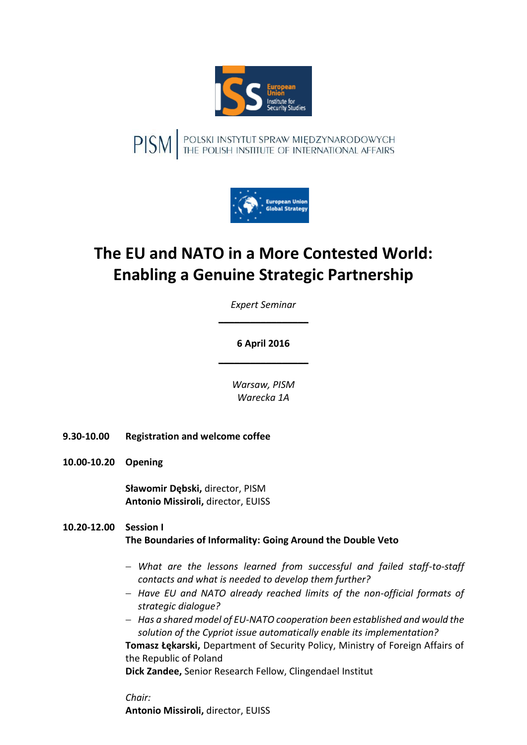European Union Institute for Security Studies

PISM | POLSKI INSTYTUT SPRAW MIĘDZYNARODOWYCH
THE POLISH INSTITUTE OF INTERNATIONAL AFFAIRS

European Union Global Strategy

# The EU and NATO in a More Contested World: Enabling a Genuine Strategic Partnership

*Expert Seminar*

---

**6 April 2016**

---

*Warsaw, PISM*
*Warecka 1A*

**9.30-10.00** **Registration and welcome coffee**

**10.00-10.20** **Opening**

**Sławomir Dębski,** director, PISM
**Antonio Missiroli,** director, EUISS

**10.20-12.00** **Session I**
**The Boundaries of Informality: Going Around the Double Veto**

- *What are the lessons learned from successful and failed staff-to-staff contacts and what is needed to develop them further?*
- *Have EU and NATO already reached limits of the non-official formats of strategic dialogue?*
- *Has a shared model of EU-NATO cooperation been established and would the solution of the Cypriot issue automatically enable its implementation?*

**Tomasz Łękarski,** Department of Security Policy, Ministry of Foreign Affairs of the Republic of Poland
**Dick Zandee,** Senior Research Fellow, Clingendael Institut

*Chair:*
**Antonio Missiroli,** director, EUISS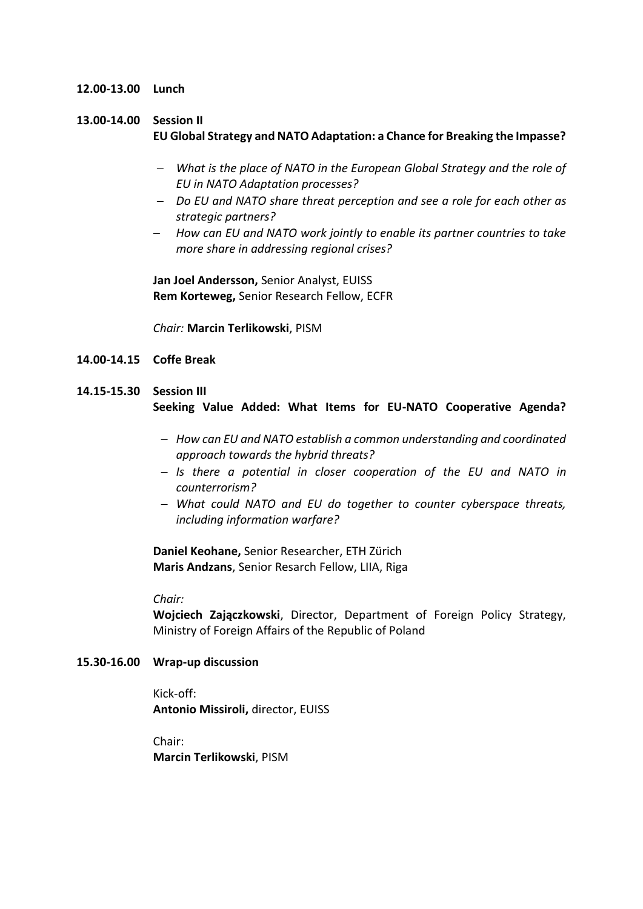**12.00-13.00 Lunch**

**13.00-14.00 Session II**
**EU Global Strategy and NATO Adaptation: a Chance for Breaking the Impasse?**

- *What is the place of NATO in the European Global Strategy and the role of EU in NATO Adaptation processes?*
- *Do EU and NATO share threat perception and see a role for each other as strategic partners?*
- *How can EU and NATO work jointly to enable its partner countries to take more share in addressing regional crises?*

**Jan Joel Andersson,** Senior Analyst, EUISS
**Rem Korteweg,** Senior Research Fellow, ECFR

*Chair:* **Marcin Terlikowski**, PISM

**14.00-14.15 Coffe Break**

**14.15-15.30 Session III**
**Seeking Value Added: What Items for EU-NATO Cooperative Agenda?**

- *How can EU and NATO establish a common understanding and coordinated approach towards the hybrid threats?*
- *Is there a potential in closer cooperation of the EU and NATO in counterrorism?*
- *What could NATO and EU do together to counter cyberspace threats, including information warfare?*

**Daniel Keohane,** Senior Researcher, ETH Zürich
**Maris Andzans**, Senior Resarch Fellow, LIIA, Riga

*Chair:*
**Wojciech Zajączkowski**, Director, Department of Foreign Policy Strategy, Ministry of Foreign Affairs of the Republic of Poland

**15.30-16.00 Wrap-up discussion**

Kick-off:
**Antonio Missiroli,** director, EUISS

Chair:
**Marcin Terlikowski**, PISM